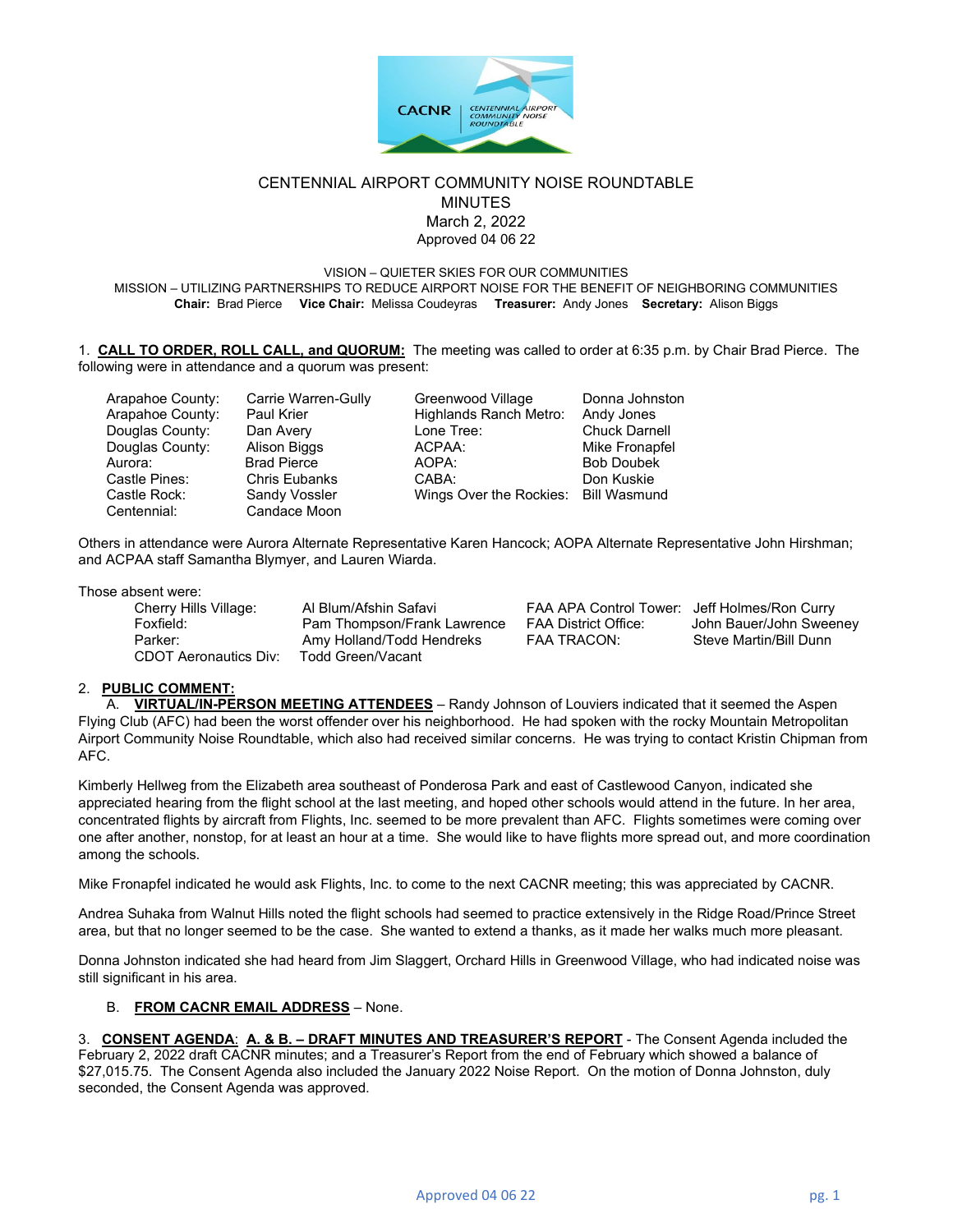# CENTENNIAL AIRPORT COMMUNITY NOISE ROUNDTABLE

MINUTES

March 2, 2022

Approved 04 06 22

VISION – QUIETER SKIES FOR OUR COMMUNITIES

MISSION – UTILIZING PARTNERSHIPS TO REDUCE AIRPORT NOISE FOR THE BENEFIT OF NEIGHBORING COMMUNITIES

**Chair:** Brad Pierce **Vice Chair:** Melissa Coudeyras **Treasurer:** Andy Jones **Secretary:** Alison Biggs

1. **CALL TO ORDER, ROLL CALL, and QUORUM:** The meeting was called to order at 6:35 p.m. by Chair Brad Pierce. The following were in attendance and a quorum was present:

| | | | |
|---|---|---|---|
| Arapahoe County: | Carrie Warren-Gully | Greenwood Village | Donna Johnston |
| Arapahoe County: | Paul Krier | Highlands Ranch Metro: | Andy Jones |
| Douglas County: | Dan Avery | Lone Tree: | Chuck Darnell |
| Douglas County: | Alison Biggs | ACPAA: | Mike Fronapfel |
| Aurora: | Brad Pierce | AOPA: | Bob Doubek |
| Castle Pines: | Chris Eubanks | CABA: | Don Kuskie |
| Castle Rock: | Sandy Vossler | Wings Over the Rockies: | Bill Wasmund |
| Centennial: | Candace Moon | | |

Others in attendance were Aurora Alternate Representative Karen Hancock; AOPA Alternate Representative John Hirshman; and ACPAA staff Samantha Blymyer, and Lauren Wiarda.

Those absent were:

| | | | |
|---|---|---|---|
| Cherry Hills Village: | Al Blum/Afshin Safavi | FAA APA Control Tower: | Jeff Holmes/Ron Curry |
| Foxfield: | Pam Thompson/Frank Lawrence | FAA District Office: | John Bauer/John Sweeney |
| Parker: | Amy Holland/Todd Hendreks | FAA TRACON: | Steve Martin/Bill Dunn |
| CDOT Aeronautics Div: | Todd Green/Vacant | | |

2. **PUBLIC COMMENT:**

   A. **VIRTUAL/IN-PERSON MEETING ATTENDEES** – Randy Johnson of Louviers indicated that it seemed the Aspen Flying Club (AFC) had been the worst offender over his neighborhood. He had spoken with the rocky Mountain Metropolitan Airport Community Noise Roundtable, which also had received similar concerns. He was trying to contact Kristin Chipman from AFC.

Kimberly Hellweg from the Elizabeth area southeast of Ponderosa Park and east of Castlewood Canyon, indicated she appreciated hearing from the flight school at the last meeting, and hoped other schools would attend in the future. In her area, concentrated flights by aircraft from Flights, Inc. seemed to be more prevalent than AFC. Flights sometimes were coming over one after another, nonstop, for at least an hour at a time. She would like to have flights more spread out, and more coordination among the schools.

Mike Fronapfel indicated he would ask Flights, Inc. to come to the next CACNR meeting; this was appreciated by CACNR.

Andrea Suhaka from Walnut Hills noted the flight schools had seemed to practice extensively in the Ridge Road/Prince Street area, but that no longer seemed to be the case. She wanted to extend a thanks, as it made her walks much more pleasant.

Donna Johnston indicated she had heard from Jim Slaggert, Orchard Hills in Greenwood Village, who had indicated noise was still significant in his area.

   B. **FROM CACNR EMAIL ADDRESS** – None.

3. **CONSENT AGENDA**: **A. & B. – DRAFT MINUTES AND TREASURER'S REPORT** - The Consent Agenda included the February 2, 2022 draft CACNR minutes; and a Treasurer's Report from the end of February which showed a balance of $27,015.75. The Consent Agenda also included the January 2022 Noise Report. On the motion of Donna Johnston, duly seconded, the Consent Agenda was approved.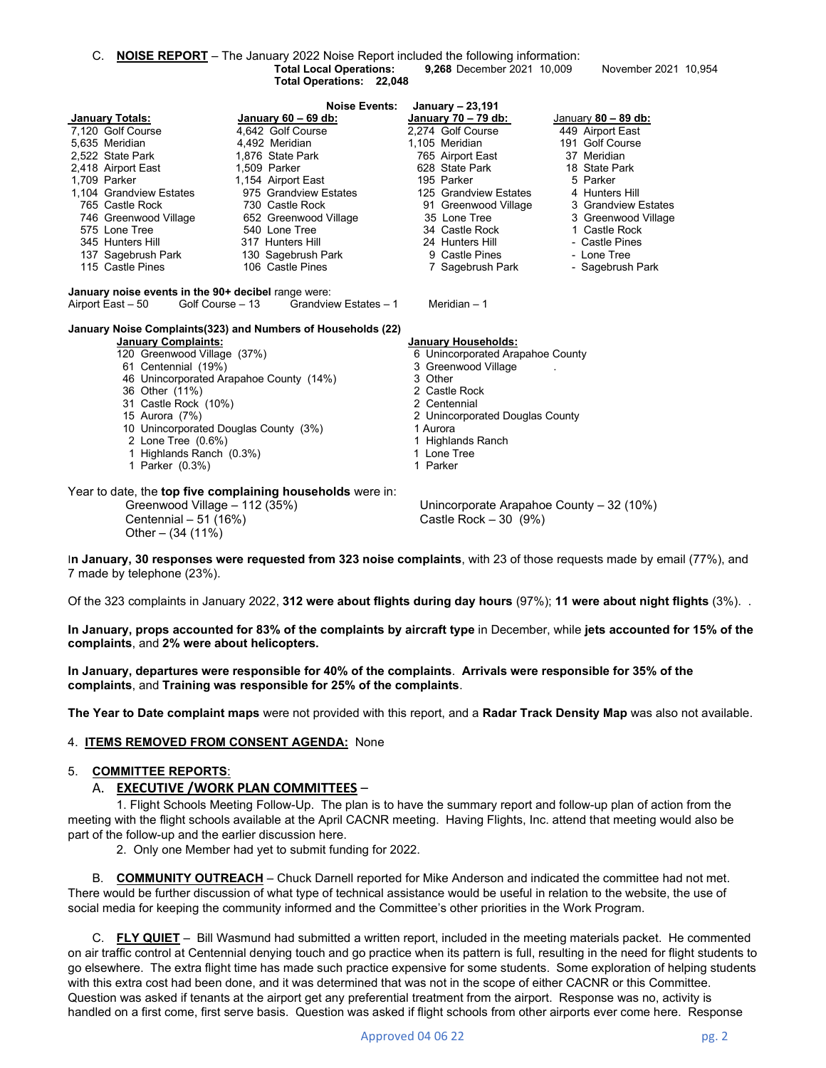C. **NOISE REPORT** – The January 2022 Noise Report included the following information:

**Total Local Operations: 9,268** December 2021 10,009 November 2021 10,954
**Total Operations: 22,048**

**Noise Events: January – 23,191**

| **January Totals:** | **January 60 – 69 db:** | **January 70 – 79 db:** | January **80 – 89 db:** |
|---|---|---|---|
| 7,120 Golf Course | 4,642 Golf Course | 2,274 Golf Course | 449 Airport East |
| 5,635 Meridian | 4,492 Meridian | 1,105 Meridian | 191 Golf Course |
| 2,522 State Park | 1,876 State Park | 765 Airport East | 37 Meridian |
| 2,418 Airport East | 1,509 Parker | 628 State Park | 18 State Park |
| 1,709 Parker | 1,154 Airport East | 195 Parker | 5 Parker |
| 1,104 Grandview Estates | 975 Grandview Estates | 125 Grandview Estates | 4 Hunters Hill |
| 765 Castle Rock | 730 Castle Rock | 91 Greenwood Village | 3 Grandview Estates |
| 746 Greenwood Village | 652 Greenwood Village | 35 Lone Tree | 3 Greenwood Village |
| 575 Lone Tree | 540 Lone Tree | 34 Castle Rock | 1 Castle Rock |
| 345 Hunters Hill | 317 Hunters Hill | 24 Hunters Hill | - Castle Pines |
| 137 Sagebrush Park | 130 Sagebrush Park | 9 Castle Pines | - Lone Tree |
| 115 Castle Pines | 106 Castle Pines | 7 Sagebrush Park | - Sagebrush Park |

**January noise events in the 90+ decibel** range were:
Airport East – 50 Golf Course – 13 Grandview Estates – 1 Meridian – 1

**January Noise Complaints(323) and Numbers of Households (22)**

| **January Complaints:** | **January Households:** |
|---|---|
| 120 Greenwood Village (37%) | 6 Unincorporated Arapahoe County |
| 61 Centennial (19%) | 3 Greenwood Village |
| 46 Unincorporated Arapahoe County (14%) | 3 Other |
| 36 Other (11%) | 2 Castle Rock |
| 31 Castle Rock (10%) | 2 Centennial |
| 15 Aurora (7%) | 2 Unincorporated Douglas County |
| 10 Unincorporated Douglas County (3%) | 1 Aurora |
| 2 Lone Tree (0.6%) | 1 Highlands Ranch |
| 1 Highlands Ranch (0.3%) | 1 Lone Tree |
| 1 Parker (0.3%) | 1 Parker |

Year to date, the **top five complaining households** were in:
Greenwood Village – 112 (35%)
Unincorporate Arapahoe County – 32 (10%)
Centennial – 51 (16%)
Castle Rock – 30 (9%)
Other – (34 (11%)

I**n January, 30 responses were requested from 323 noise complaints**, with 23 of those requests made by email (77%), and 7 made by telephone (23%).

Of the 323 complaints in January 2022, **312 were about flights during day hours** (97%); **11 were about night flights** (3%). .

**In January, props accounted for 83% of the complaints by aircraft type** in December, while **jets accounted for 15% of the complaints**, and **2% were about helicopters.**

**In January, departures were responsible for 40% of the complaints**. **Arrivals were responsible for 35% of the complaints**, and **Training was responsible for 25% of the complaints**.

**The Year to Date complaint maps** were not provided with this report, and a **Radar Track Density Map** was also not available.

4. **ITEMS REMOVED FROM CONSENT AGENDA:** None

5. **COMMITTEE REPORTS**:

A. **EXECUTIVE /WORK PLAN COMMITTEES** –

1. Flight Schools Meeting Follow-Up. The plan is to have the summary report and follow-up plan of action from the meeting with the flight schools available at the April CACNR meeting. Having Flights, Inc. attend that meeting would also be part of the follow-up and the earlier discussion here.
2. Only one Member had yet to submit funding for 2022.

B. **COMMUNITY OUTREACH** – Chuck Darnell reported for Mike Anderson and indicated the committee had not met. There would be further discussion of what type of technical assistance would be useful in relation to the website, the use of social media for keeping the community informed and the Committee's other priorities in the Work Program.

C. **FLY QUIET** – Bill Wasmund had submitted a written report, included in the meeting materials packet. He commented on air traffic control at Centennial denying touch and go practice when its pattern is full, resulting in the need for flight students to go elsewhere. The extra flight time has made such practice expensive for some students. Some exploration of helping students with this extra cost had been done, and it was determined that was not in the scope of either CACNR or this Committee. Question was asked if tenants at the airport get any preferential treatment from the airport. Response was no, activity is handled on a first come, first serve basis. Question was asked if flight schools from other airports ever come here. Response

Approved 04 06 22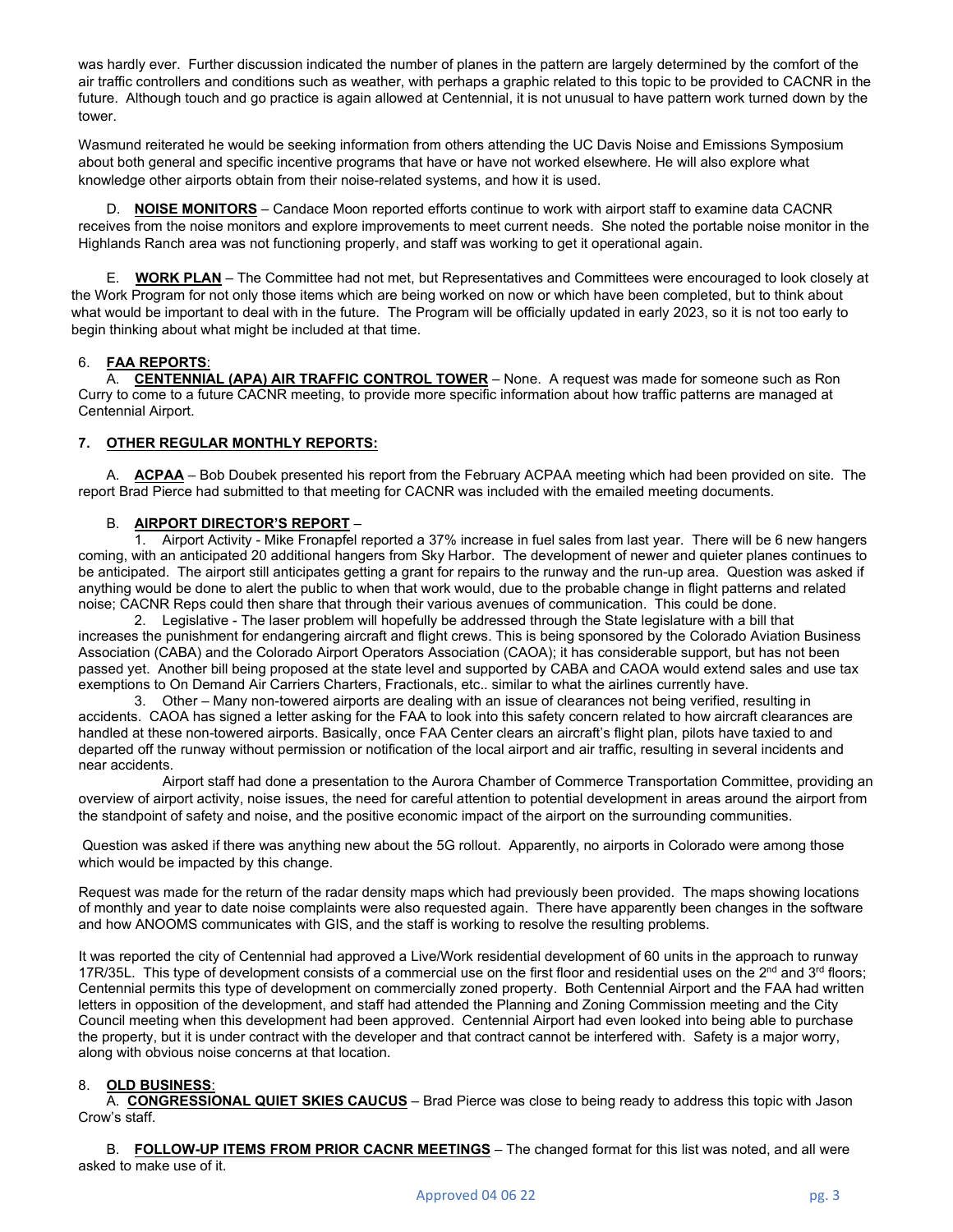was hardly ever. Further discussion indicated the number of planes in the pattern are largely determined by the comfort of the air traffic controllers and conditions such as weather, with perhaps a graphic related to this topic to be provided to CACNR in the future. Although touch and go practice is again allowed at Centennial, it is not unusual to have pattern work turned down by the tower.

Wasmund reiterated he would be seeking information from others attending the UC Davis Noise and Emissions Symposium about both general and specific incentive programs that have or have not worked elsewhere. He will also explore what knowledge other airports obtain from their noise-related systems, and how it is used.

D. **NOISE MONITORS** – Candace Moon reported efforts continue to work with airport staff to examine data CACNR receives from the noise monitors and explore improvements to meet current needs. She noted the portable noise monitor in the Highlands Ranch area was not functioning properly, and staff was working to get it operational again.

E. **WORK PLAN** – The Committee had not met, but Representatives and Committees were encouraged to look closely at the Work Program for not only those items which are being worked on now or which have been completed, but to think about what would be important to deal with in the future. The Program will be officially updated in early 2023, so it is not too early to begin thinking about what might be included at that time.

## 6. FAA REPORTS:

A. **CENTENNIAL (APA) AIR TRAFFIC CONTROL TOWER** – None. A request was made for someone such as Ron Curry to come to a future CACNR meeting, to provide more specific information about how traffic patterns are managed at Centennial Airport.

## 7. OTHER REGULAR MONTHLY REPORTS:

A. **ACPAA** – Bob Doubek presented his report from the February ACPAA meeting which had been provided on site. The report Brad Pierce had submitted to that meeting for CACNR was included with the emailed meeting documents.

B. **AIRPORT DIRECTOR'S REPORT** –

1. Airport Activity - Mike Fronapfel reported a 37% increase in fuel sales from last year. There will be 6 new hangers coming, with an anticipated 20 additional hangers from Sky Harbor. The development of newer and quieter planes continues to be anticipated. The airport still anticipates getting a grant for repairs to the runway and the run-up area. Question was asked if anything would be done to alert the public to when that work would, due to the probable change in flight patterns and related noise; CACNR Reps could then share that through their various avenues of communication. This could be done.
2. Legislative - The laser problem will hopefully be addressed through the State legislature with a bill that increases the punishment for endangering aircraft and flight crews. This is being sponsored by the Colorado Aviation Business Association (CABA) and the Colorado Airport Operators Association (CAOA); it has considerable support, but has not been passed yet. Another bill being proposed at the state level and supported by CABA and CAOA would extend sales and use tax exemptions to On Demand Air Carriers Charters, Fractionals, etc.. similar to what the airlines currently have.
3. Other – Many non-towered airports are dealing with an issue of clearances not being verified, resulting in accidents. CAOA has signed a letter asking for the FAA to look into this safety concern related to how aircraft clearances are handled at these non-towered airports. Basically, once FAA Center clears an aircraft's flight plan, pilots have taxied to and departed off the runway without permission or notification of the local airport and air traffic, resulting in several incidents and near accidents.

   Airport staff had done a presentation to the Aurora Chamber of Commerce Transportation Committee, providing an overview of airport activity, noise issues, the need for careful attention to potential development in areas around the airport from the standpoint of safety and noise, and the positive economic impact of the airport on the surrounding communities.

Question was asked if there was anything new about the 5G rollout. Apparently, no airports in Colorado were among those which would be impacted by this change.

Request was made for the return of the radar density maps which had previously been provided. The maps showing locations of monthly and year to date noise complaints were also requested again. There have apparently been changes in the software and how ANOOMS communicates with GIS, and the staff is working to resolve the resulting problems.

It was reported the city of Centennial had approved a Live/Work residential development of 60 units in the approach to runway 17R/35L. This type of development consists of a commercial use on the first floor and residential uses on the 2nd and 3rd floors; Centennial permits this type of development on commercially zoned property. Both Centennial Airport and the FAA had written letters in opposition of the development, and staff had attended the Planning and Zoning Commission meeting and the City Council meeting when this development had been approved. Centennial Airport had even looked into being able to purchase the property, but it is under contract with the developer and that contract cannot be interfered with. Safety is a major worry, along with obvious noise concerns at that location.

## 8. OLD BUSINESS:

A. **CONGRESSIONAL QUIET SKIES CAUCUS** – Brad Pierce was close to being ready to address this topic with Jason Crow's staff.

B. **FOLLOW-UP ITEMS FROM PRIOR CACNR MEETINGS** – The changed format for this list was noted, and all were asked to make use of it.

Approved 04 06 22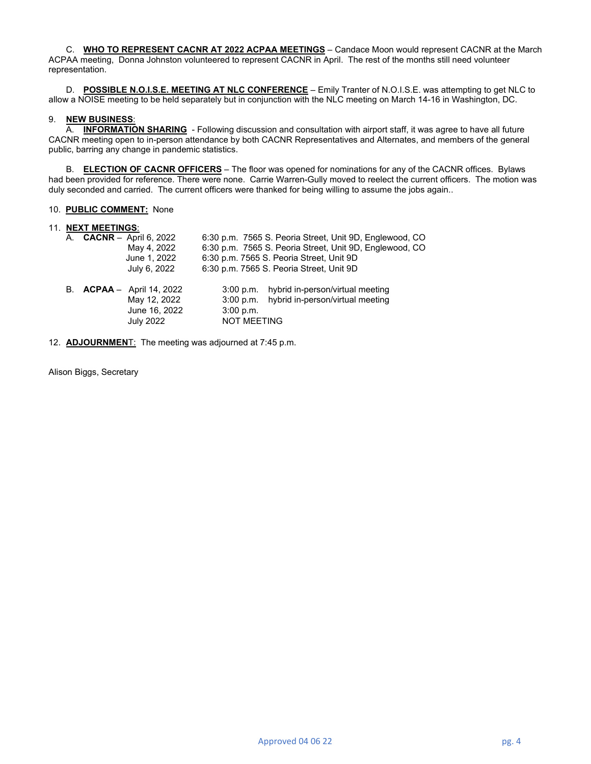C. **WHO TO REPRESENT CACNR AT 2022 ACPAA MEETINGS** – Candace Moon would represent CACNR at the March ACPAA meeting, Donna Johnston volunteered to represent CACNR in April. The rest of the months still need volunteer representation.

D. **POSSIBLE N.O.I.S.E. MEETING AT NLC CONFERENCE** – Emily Tranter of N.O.I.S.E. was attempting to get NLC to allow a NOISE meeting to be held separately but in conjunction with the NLC meeting on March 14-16 in Washington, DC.

9. **NEW BUSINESS**:

A. **INFORMATION SHARING** - Following discussion and consultation with airport staff, it was agree to have all future CACNR meeting open to in-person attendance by both CACNR Representatives and Alternates, and members of the general public, barring any change in pandemic statistics.

B. **ELECTION OF CACNR OFFICERS** – The floor was opened for nominations for any of the CACNR offices. Bylaws had been provided for reference. There were none. Carrie Warren-Gully moved to reelect the current officers. The motion was duly seconded and carried. The current officers were thanked for being willing to assume the jobs again..

10. **PUBLIC COMMENT:** None

11. **NEXT MEETINGS**:

| | | | |
|---|---|---|---|
| A. **CACNR** – | April 6, 2022 | 6:30 p.m. | 7565 S. Peoria Street, Unit 9D, Englewood, CO |
| | May 4, 2022 | 6:30 p.m. | 7565 S. Peoria Street, Unit 9D, Englewood, CO |
| | June 1, 2022 | 6:30 p.m. | 7565 S. Peoria Street, Unit 9D |
| | July 6, 2022 | 6:30 p.m. | 7565 S. Peoria Street, Unit 9D |
| B. **ACPAA** – | April 14, 2022 | 3:00 p.m. | hybrid in-person/virtual meeting |
| | May 12, 2022 | 3:00 p.m. | hybrid in-person/virtual meeting |
| | June 16, 2022 | 3:00 p.m. | |
| | July 2022 | NOT MEETING | |

12. **ADJOURNMENT**: The meeting was adjourned at 7:45 p.m.

Alison Biggs, Secretary

Approved 04 06 22